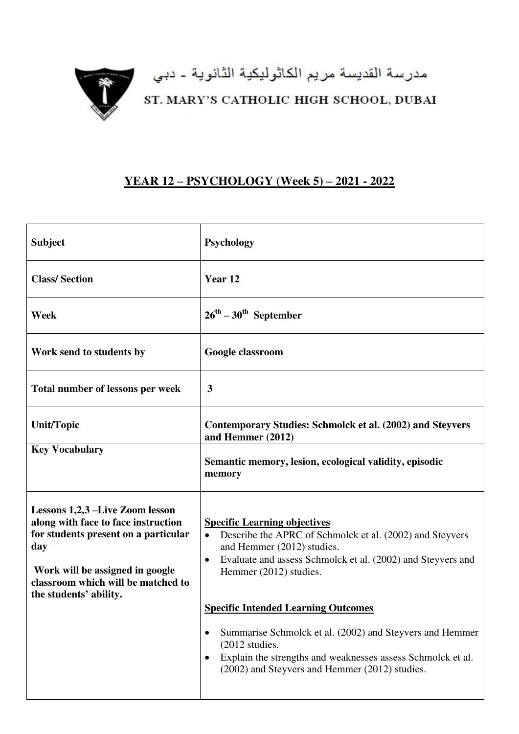مدرسة القديسة مريم الكاثوليكية الثانوية - دبي

ST. MARY'S CATHOLIC HIGH SCHOOL, DUBAI

# YEAR 12 – PSYCHOLOGY (Week 5) – 2021 - 2022

| **Subject** | **Psychology** |
| --- | --- |
| **Class/ Section** | **Year 12** |
| **Week** | **26th – 30th September** |
| **Work send to students by** | **Google classroom** |
| **Total number of lessons per week** | **3** |
| **Unit/Topic** | **Contemporary Studies: Schmolck et al. (2002) and Steyvers and Hemmer (2012)** |
| **Key Vocabulary** | **Semantic memory, lesion, ecological validity, episodic memory** |
| **Lessons 1,2,3 –Live Zoom lesson along with face to face instruction for students present on a particular day**<br><br>**Work will be assigned in google classroom which will be matched to the students' ability.** | **Specific Learning objectives**<br>• Describe the APRC of Schmolck et al. (2002) and Steyvers and Hemmer (2012) studies.<br>• Evaluate and assess Schmolck et al. (2002) and Steyvers and Hemmer (2012) studies.<br><br>**Specific Intended Learning Outcomes**<br>• Summarise Schmolck et al. (2002) and Steyvers and Hemmer (2012 studies.<br>• Explain the strengths and weaknesses assess Schmolck et al. (2002) and Steyvers and Hemmer (2012) studies. |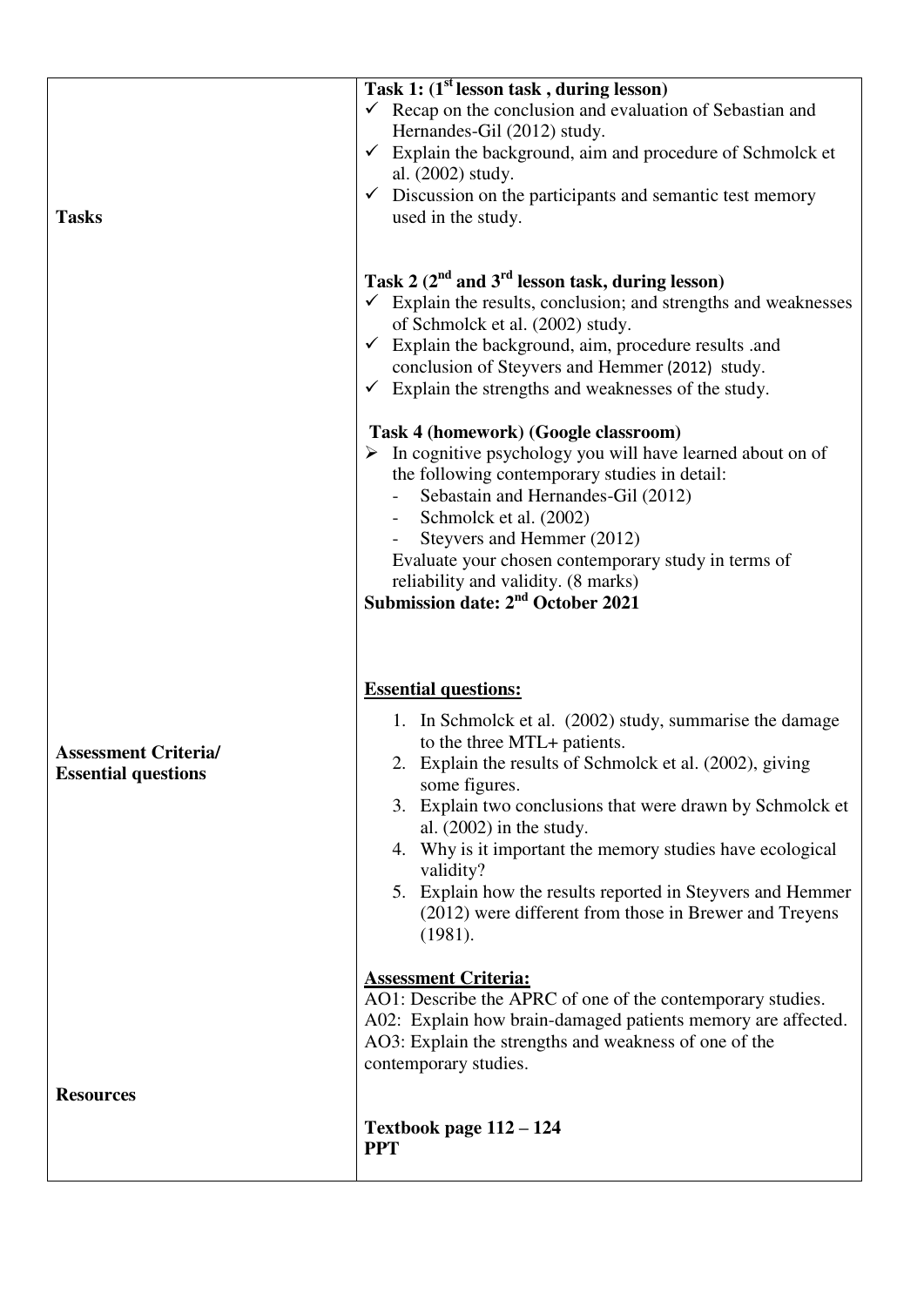| | |
|---|---|
| **Tasks** | **Task 1: (1st lesson task , during lesson)**<br>✓ Recap on the conclusion and evaluation of Sebastian and Hernandes-Gil (2012) study.<br>✓ Explain the background, aim and procedure of Schmolck et al. (2002) study.<br>✓ Discussion on the participants and semantic test memory used in the study.<br><br>**Task 2 (2nd and 3rd lesson task, during lesson)**<br>✓ Explain the results, conclusion; and strengths and weaknesses of Schmolck et al. (2002) study.<br>✓ Explain the background, aim, procedure results .and conclusion of Steyvers and Hemmer (2012) study.<br>✓ Explain the strengths and weaknesses of the study.<br><br>**Task 4 (homework) (Google classroom)**<br>➢ In cognitive psychology you will have learned about on of the following contemporary studies in detail:<br>- Sebastain and Hernandes-Gil (2012)<br>- Schmolck et al. (2002)<br>- Steyvers and Hemmer (2012)<br>Evaluate your chosen contemporary study in terms of reliability and validity. (8 marks)<br>**Submission date: 2nd October 2021** |
| **Assessment Criteria/ Essential questions** | **Essential questions:**<br>1. In Schmolck et al. (2002) study, summarise the damage to the three MTL+ patients.<br>2. Explain the results of Schmolck et al. (2002), giving some figures.<br>3. Explain two conclusions that were drawn by Schmolck et al. (2002) in the study.<br>4. Why is it important the memory studies have ecological validity?<br>5. Explain how the results reported in Steyvers and Hemmer (2012) were different from those in Brewer and Treyens (1981).<br><br>**Assessment Criteria:**<br>AO1: Describe the APRC of one of the contemporary studies.<br>A02: Explain how brain-damaged patients memory are affected.<br>AO3: Explain the strengths and weakness of one of the contemporary studies. |
| **Resources** | **Textbook page 112 – 124**<br>**PPT** |